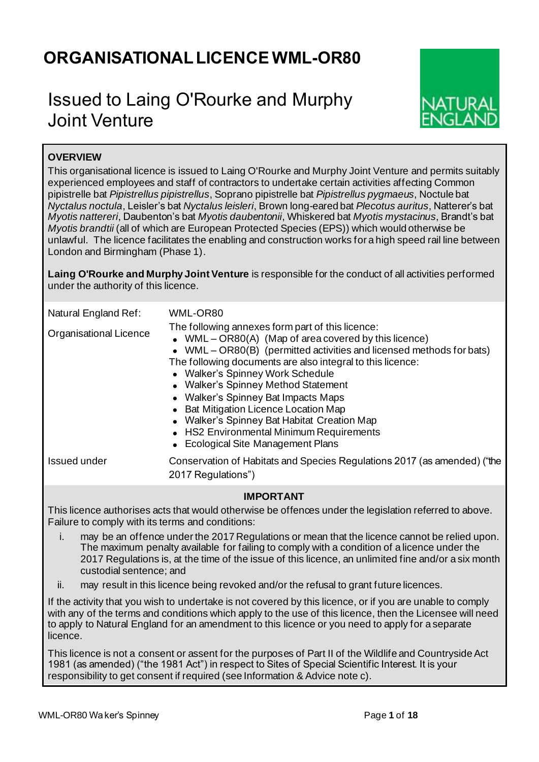# ORGANISATIONAL LICENCE WML-OR80

## Issued to Laing O'Rourke and Murphy Joint Venture

NATURAL ENGLAND

**OVERVIEW**

This organisational licence is issued to Laing O'Rourke and Murphy Joint Venture and permits suitably experienced employees and staff of contractors to undertake certain activities affecting Common pipistrelle bat *Pipistrellus pipistrellus*, Soprano pipistrelle bat *Pipistrellus pygmaeus*, Noctule bat *Nyctalus noctula*, Leisler's bat *Nyctalus leisleri*, Brown long-eared bat *Plecotus auritus*, Natterer's bat *Myotis nattereri*, Daubenton's bat *Myotis daubentonii*, Whiskered bat *Myotis mystacinus*, Brandt's bat *Myotis brandtii* (all of which are European Protected Species (EPS)) which would otherwise be unlawful. The licence facilitates the enabling and construction works for a high speed rail line between London and Birmingham (Phase 1).

**Laing O'Rourke and Murphy Joint Venture** is responsible for the conduct of all activities performed under the authority of this licence.

| | |
|---|---|
| Natural England Ref: | WML-OR80 |
| Organisational Licence | The following annexes form part of this licence:<br>• WML – OR80(A) (Map of area covered by this licence)<br>• WML – OR80(B) (permitted activities and licensed methods for bats)<br>The following documents are also integral to this licence:<br>• Walker's Spinney Work Schedule<br>• Walker's Spinney Method Statement<br>• Walker's Spinney Bat Impacts Maps<br>• Bat Mitigation Licence Location Map<br>• Walker's Spinney Bat Habitat Creation Map<br>• HS2 Environmental Minimum Requirements<br>• Ecological Site Management Plans |
| Issued under | Conservation of Habitats and Species Regulations 2017 (as amended) ("the 2017 Regulations") |

**IMPORTANT**

This licence authorises acts that would otherwise be offences under the legislation referred to above. Failure to comply with its terms and conditions:

i. may be an offence under the 2017 Regulations or mean that the licence cannot be relied upon. The maximum penalty available for failing to comply with a condition of a licence under the 2017 Regulations is, at the time of the issue of this licence, an unlimited fine and/or a six month custodial sentence; and

ii. may result in this licence being revoked and/or the refusal to grant future licences.

If the activity that you wish to undertake is not covered by this licence, or if you are unable to comply with any of the terms and conditions which apply to the use of this licence, then the Licensee will need to apply to Natural England for an amendment to this licence or you need to apply for a separate licence.

This licence is not a consent or assent for the purposes of Part II of the Wildlife and Countryside Act 1981 (as amended) ("the 1981 Act") in respect to Sites of Special Scientific Interest. It is your responsibility to get consent if required (see Information & Advice note c).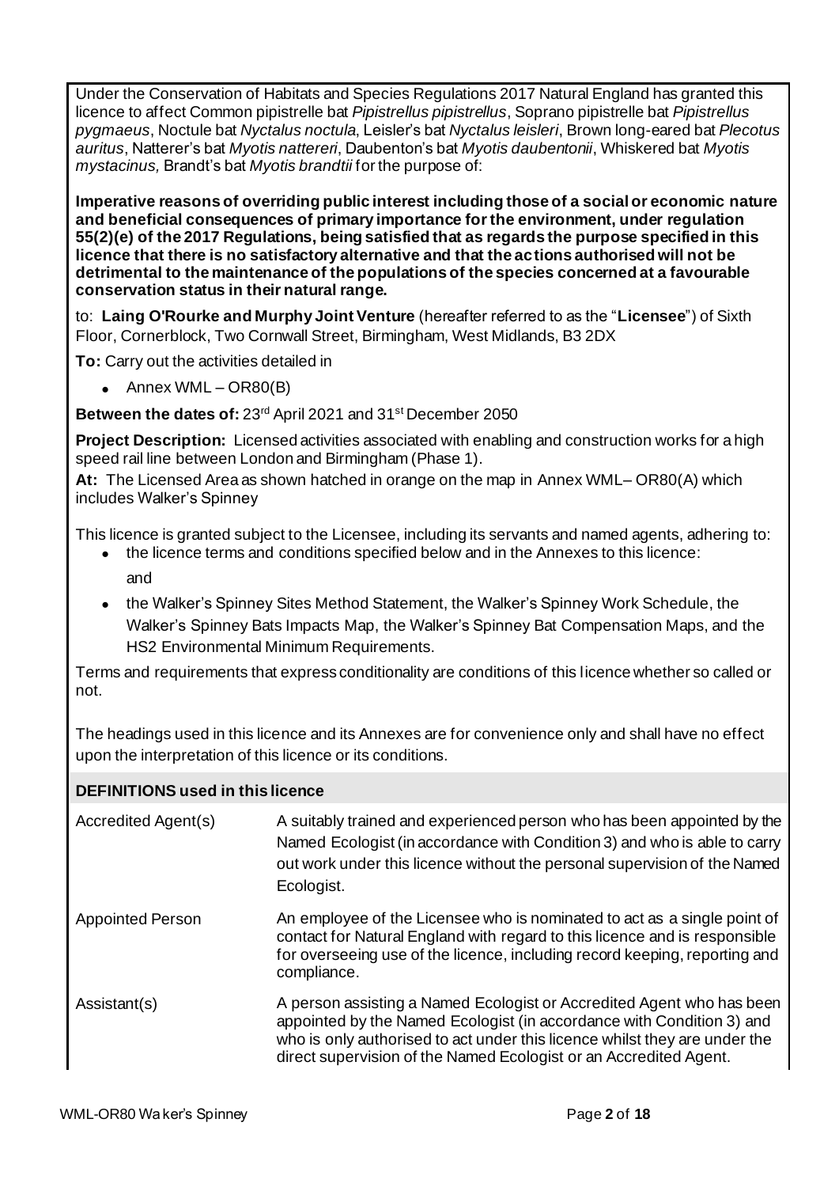Under the Conservation of Habitats and Species Regulations 2017 Natural England has granted this licence to affect Common pipistrelle bat *Pipistrellus pipistrellus*, Soprano pipistrelle bat *Pipistrellus pygmaeus*, Noctule bat *Nyctalus noctula*, Leisler's bat *Nyctalus leisleri*, Brown long-eared bat *Plecotus auritus*, Natterer's bat *Myotis nattereri*, Daubenton's bat *Myotis daubentonii*, Whiskered bat *Myotis mystacinus,* Brandt's bat *Myotis brandtii* for the purpose of:

**Imperative reasons of overriding public interest including those of a social or economic nature and beneficial consequences of primary importance for the environment, under regulation 55(2)(e) of the 2017 Regulations, being satisfied that as regards the purpose specified in this licence that there is no satisfactory alternative and that the actions authorised will not be detrimental to the maintenance of the populations of the species concerned at a favourable conservation status in their natural range.**

to: **Laing O'Rourke and Murphy Joint Venture** (hereafter referred to as the "**Licensee**") of Sixth Floor, Cornerblock, Two Cornwall Street, Birmingham, West Midlands, B3 2DX

**To:** Carry out the activities detailed in

- Annex WML – OR80(B)

**Between the dates of:** 23rd April 2021 and 31st December 2050

**Project Description:** Licensed activities associated with enabling and construction works for a high speed rail line between London and Birmingham (Phase 1).

**At:** The Licensed Area as shown hatched in orange on the map in Annex WML– OR80(A) which includes Walker's Spinney

This licence is granted subject to the Licensee, including its servants and named agents, adhering to:

- the licence terms and conditions specified below and in the Annexes to this licence:

  and

- the Walker's Spinney Sites Method Statement, the Walker's Spinney Work Schedule, the Walker's Spinney Bats Impacts Map, the Walker's Spinney Bat Compensation Maps, and the HS2 Environmental Minimum Requirements.

Terms and requirements that express conditionality are conditions of this licence whether so called or not.

The headings used in this licence and its Annexes are for convenience only and shall have no effect upon the interpretation of this licence or its conditions.

## DEFINITIONS used in this licence

| | |
|---|---|
| Accredited Agent(s) | A suitably trained and experienced person who has been appointed by the Named Ecologist (in accordance with Condition 3) and who is able to carry out work under this licence without the personal supervision of the Named Ecologist. |
| Appointed Person | An employee of the Licensee who is nominated to act as a single point of contact for Natural England with regard to this licence and is responsible for overseeing use of the licence, including record keeping, reporting and compliance. |
| Assistant(s) | A person assisting a Named Ecologist or Accredited Agent who has been appointed by the Named Ecologist (in accordance with Condition 3) and who is only authorised to act under this licence whilst they are under the direct supervision of the Named Ecologist or an Accredited Agent. |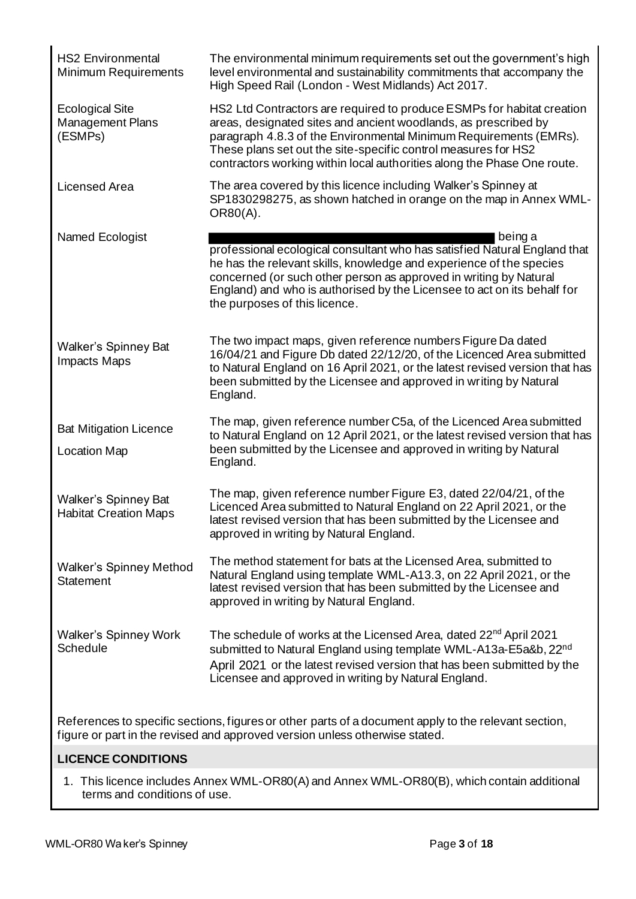| | |
|---|---|
| HS2 Environmental Minimum Requirements | The environmental minimum requirements set out the government's high level environmental and sustainability commitments that accompany the High Speed Rail (London - West Midlands) Act 2017. |
| Ecological Site Management Plans (ESMPs) | HS2 Ltd Contractors are required to produce ESMPs for habitat creation areas, designated sites and ancient woodlands, as prescribed by paragraph 4.8.3 of the Environmental Minimum Requirements (EMRs). These plans set out the site-specific control measures for HS2 contractors working within local authorities along the Phase One route. |
| Licensed Area | The area covered by this licence including Walker's Spinney at SP1830298275, as shown hatched in orange on the map in Annex WML-OR80(A). |
| Named Ecologist | being a professional ecological consultant who has satisfied Natural England that he has the relevant skills, knowledge and experience of the species concerned (or such other person as approved in writing by Natural England) and who is authorised by the Licensee to act on its behalf for the purposes of this licence. |
| Walker's Spinney Bat Impacts Maps | The two impact maps, given reference numbers Figure Da dated 16/04/21 and Figure Db dated 22/12/20, of the Licenced Area submitted to Natural England on 16 April 2021, or the latest revised version that has been submitted by the Licensee and approved in writing by Natural England. |
| Bat Mitigation Licence Location Map | The map, given reference number C5a, of the Licenced Area submitted to Natural England on 12 April 2021, or the latest revised version that has been submitted by the Licensee and approved in writing by Natural England. |
| Walker's Spinney Bat Habitat Creation Maps | The map, given reference number Figure E3, dated 22/04/21, of the Licenced Area submitted to Natural England on 22 April 2021, or the latest revised version that has been submitted by the Licensee and approved in writing by Natural England. |
| Walker's Spinney Method Statement | The method statement for bats at the Licensed Area, submitted to Natural England using template WML-A13.3, on 22 April 2021, or the latest revised version that has been submitted by the Licensee and approved in writing by Natural England. |
| Walker's Spinney Work Schedule | The schedule of works at the Licensed Area, dated 22nd April 2021 submitted to Natural England using template WML-A13a-E5a&b, 22nd April 2021 or the latest revised version that has been submitted by the Licensee and approved in writing by Natural England. |

References to specific sections, figures or other parts of a document apply to the relevant section, figure or part in the revised and approved version unless otherwise stated.

## LICENCE CONDITIONS

1. This licence includes Annex WML-OR80(A) and Annex WML-OR80(B), which contain additional terms and conditions of use.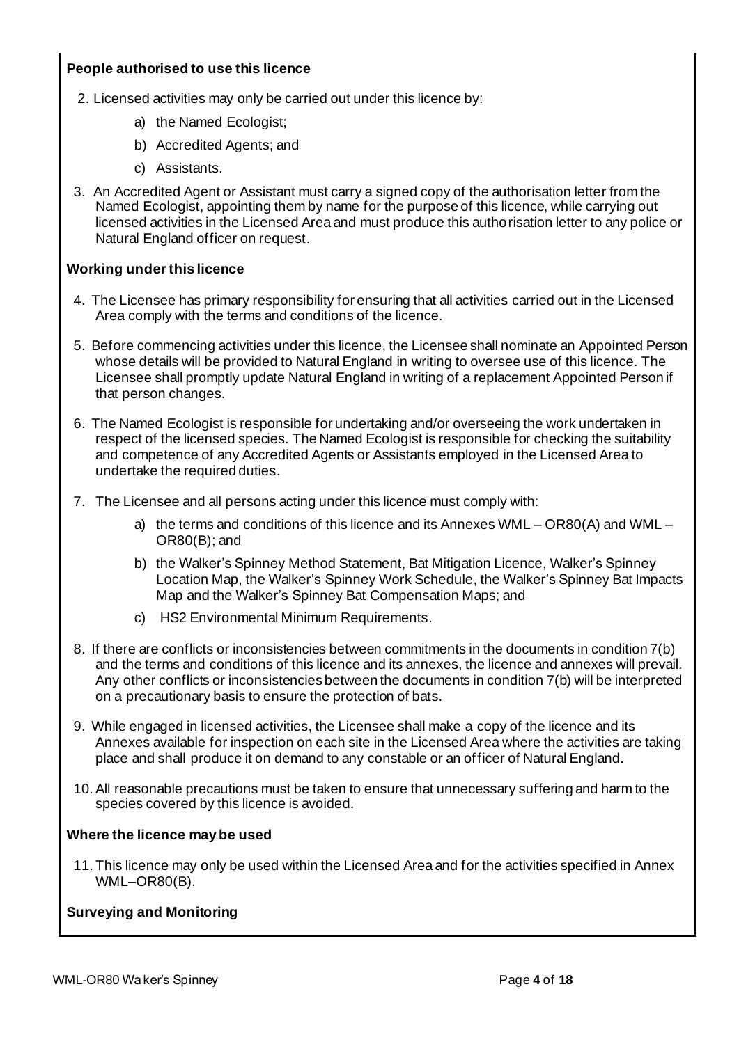**People authorised to use this licence**

2. Licensed activities may only be carried out under this licence by:
    a) the Named Ecologist;
    b) Accredited Agents; and
    c) Assistants.
3. An Accredited Agent or Assistant must carry a signed copy of the authorisation letter from the Named Ecologist, appointing them by name for the purpose of this licence, while carrying out licensed activities in the Licensed Area and must produce this authorisation letter to any police or Natural England officer on request.

**Working under this licence**

4. The Licensee has primary responsibility for ensuring that all activities carried out in the Licensed Area comply with the terms and conditions of the licence.
5. Before commencing activities under this licence, the Licensee shall nominate an Appointed Person whose details will be provided to Natural England in writing to oversee use of this licence. The Licensee shall promptly update Natural England in writing of a replacement Appointed Person if that person changes.
6. The Named Ecologist is responsible for undertaking and/or overseeing the work undertaken in respect of the licensed species. The Named Ecologist is responsible for checking the suitability and competence of any Accredited Agents or Assistants employed in the Licensed Area to undertake the required duties.
7. The Licensee and all persons acting under this licence must comply with:
    a) the terms and conditions of this licence and its Annexes WML – OR80(A) and WML – OR80(B); and
    b) the Walker's Spinney Method Statement, Bat Mitigation Licence, Walker's Spinney Location Map, the Walker's Spinney Work Schedule, the Walker's Spinney Bat Impacts Map and the Walker's Spinney Bat Compensation Maps; and
    c) HS2 Environmental Minimum Requirements.
8. If there are conflicts or inconsistencies between commitments in the documents in condition 7(b) and the terms and conditions of this licence and its annexes, the licence and annexes will prevail. Any other conflicts or inconsistencies between the documents in condition 7(b) will be interpreted on a precautionary basis to ensure the protection of bats.
9. While engaged in licensed activities, the Licensee shall make a copy of the licence and its Annexes available for inspection on each site in the Licensed Area where the activities are taking place and shall produce it on demand to any constable or an officer of Natural England.
10. All reasonable precautions must be taken to ensure that unnecessary suffering and harm to the species covered by this licence is avoided.

**Where the licence may be used**

11. This licence may only be used within the Licensed Area and for the activities specified in Annex WML–OR80(B).

**Surveying and Monitoring**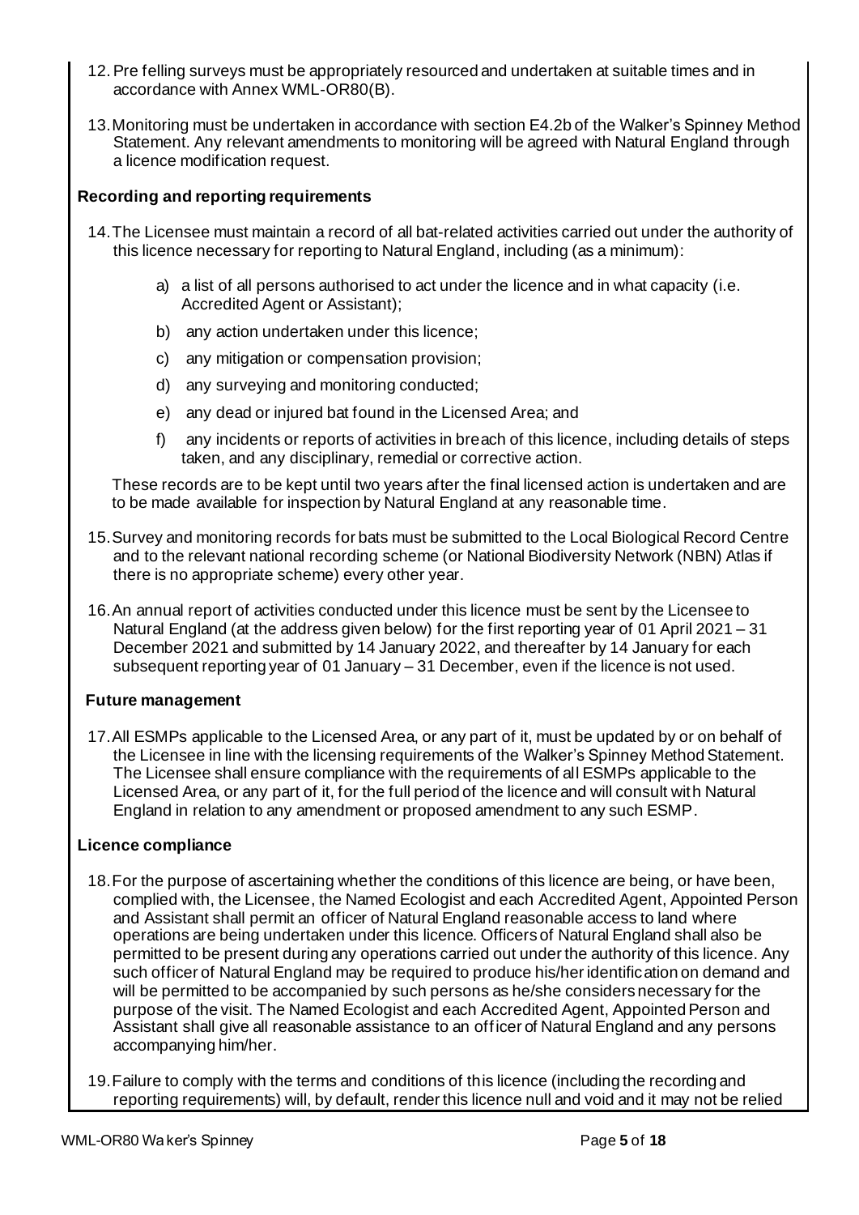12. Pre felling surveys must be appropriately resourced and undertaken at suitable times and in accordance with Annex WML-OR80(B).

13. Monitoring must be undertaken in accordance with section E4.2b of the Walker's Spinney Method Statement. Any relevant amendments to monitoring will be agreed with Natural England through a licence modification request.

**Recording and reporting requirements**

14. The Licensee must maintain a record of all bat-related activities carried out under the authority of this licence necessary for reporting to Natural England, including (as a minimum):

    a) a list of all persons authorised to act under the licence and in what capacity (i.e. Accredited Agent or Assistant);

    b) any action undertaken under this licence;

    c) any mitigation or compensation provision;

    d) any surveying and monitoring conducted;

    e) any dead or injured bat found in the Licensed Area; and

    f) any incidents or reports of activities in breach of this licence, including details of steps taken, and any disciplinary, remedial or corrective action.

    These records are to be kept until two years after the final licensed action is undertaken and are to be made available for inspection by Natural England at any reasonable time.

15. Survey and monitoring records for bats must be submitted to the Local Biological Record Centre and to the relevant national recording scheme (or National Biodiversity Network (NBN) Atlas if there is no appropriate scheme) every other year.

16. An annual report of activities conducted under this licence must be sent by the Licensee to Natural England (at the address given below) for the first reporting year of 01 April 2021 – 31 December 2021 and submitted by 14 January 2022, and thereafter by 14 January for each subsequent reporting year of 01 January – 31 December, even if the licence is not used.

**Future management**

17. All ESMPs applicable to the Licensed Area, or any part of it, must be updated by or on behalf of the Licensee in line with the licensing requirements of the Walker's Spinney Method Statement. The Licensee shall ensure compliance with the requirements of all ESMPs applicable to the Licensed Area, or any part of it, for the full period of the licence and will consult with Natural England in relation to any amendment or proposed amendment to any such ESMP.

**Licence compliance**

18. For the purpose of ascertaining whether the conditions of this licence are being, or have been, complied with, the Licensee, the Named Ecologist and each Accredited Agent, Appointed Person and Assistant shall permit an officer of Natural England reasonable access to land where operations are being undertaken under this licence. Officers of Natural England shall also be permitted to be present during any operations carried out under the authority of this licence. Any such officer of Natural England may be required to produce his/her identification on demand and will be permitted to be accompanied by such persons as he/she considers necessary for the purpose of the visit. The Named Ecologist and each Accredited Agent, Appointed Person and Assistant shall give all reasonable assistance to an officer of Natural England and any persons accompanying him/her.

19. Failure to comply with the terms and conditions of this licence (including the recording and reporting requirements) will, by default, render this licence null and void and it may not be relied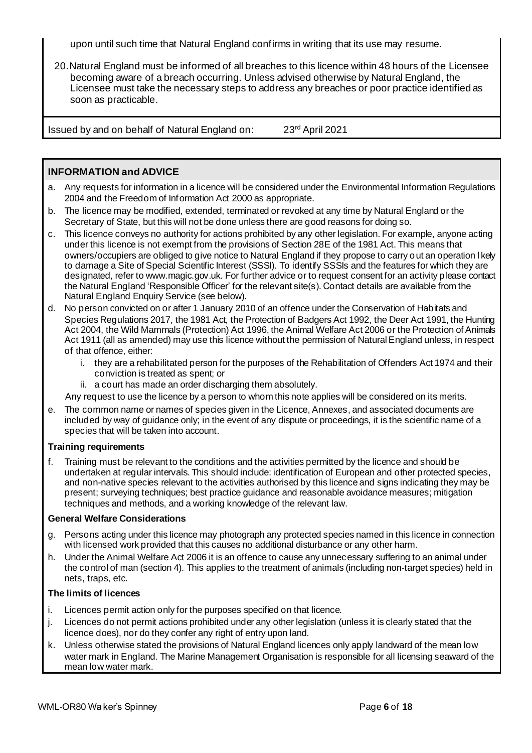upon until such time that Natural England confirms in writing that its use may resume.

20. Natural England must be informed of all breaches to this licence within 48 hours of the Licensee becoming aware of a breach occurring. Unless advised otherwise by Natural England, the Licensee must take the necessary steps to address any breaches or poor practice identified as soon as practicable.

Issued by and on behalf of Natural England on: 23rd April 2021

## INFORMATION and ADVICE

a. Any requests for information in a licence will be considered under the Environmental Information Regulations 2004 and the Freedom of Information Act 2000 as appropriate.

b. The licence may be modified, extended, terminated or revoked at any time by Natural England or the Secretary of State, but this will not be done unless there are good reasons for doing so.

c. This licence conveys no authority for actions prohibited by any other legislation. For example, anyone acting under this licence is not exempt from the provisions of Section 28E of the 1981 Act. This means that owners/occupiers are obliged to give notice to Natural England if they propose to carry out an operation likely to damage a Site of Special Scientific Interest (SSSI). To identify SSSIs and the features for which they are designated, refer to www.magic.gov.uk. For further advice or to request consent for an activity please contact the Natural England 'Responsible Officer' for the relevant site(s). Contact details are available from the Natural England Enquiry Service (see below).

d. No person convicted on or after 1 January 2010 of an offence under the Conservation of Habitats and Species Regulations 2017, the 1981 Act, the Protection of Badgers Act 1992, the Deer Act 1991, the Hunting Act 2004, the Wild Mammals (Protection) Act 1996, the Animal Welfare Act 2006 or the Protection of Animals Act 1911 (all as amended) may use this licence without the permission of Natural England unless, in respect of that offence, either:
   i. they are a rehabilitated person for the purposes of the Rehabilitation of Offenders Act 1974 and their conviction is treated as spent; or
   ii. a court has made an order discharging them absolutely.

   Any request to use the licence by a person to whom this note applies will be considered on its merits.

e. The common name or names of species given in the Licence, Annexes, and associated documents are included by way of guidance only; in the event of any dispute or proceedings, it is the scientific name of a species that will be taken into account.

### Training requirements

f. Training must be relevant to the conditions and the activities permitted by the licence and should be undertaken at regular intervals. This should include: identification of European and other protected species, and non-native species relevant to the activities authorised by this licence and signs indicating they may be present; surveying techniques; best practice guidance and reasonable avoidance measures; mitigation techniques and methods, and a working knowledge of the relevant law.

### General Welfare Considerations

g. Persons acting under this licence may photograph any protected species named in this licence in connection with licensed work provided that this causes no additional disturbance or any other harm.

h. Under the Animal Welfare Act 2006 it is an offence to cause any unnecessary suffering to an animal under the control of man (section 4). This applies to the treatment of animals (including non-target species) held in nets, traps, etc.

### The limits of licences

i. Licences permit action only for the purposes specified on that licence.

j. Licences do not permit actions prohibited under any other legislation (unless it is clearly stated that the licence does), nor do they confer any right of entry upon land.

k. Unless otherwise stated the provisions of Natural England licences only apply landward of the mean low water mark in England. The Marine Management Organisation is responsible for all licensing seaward of the mean low water mark.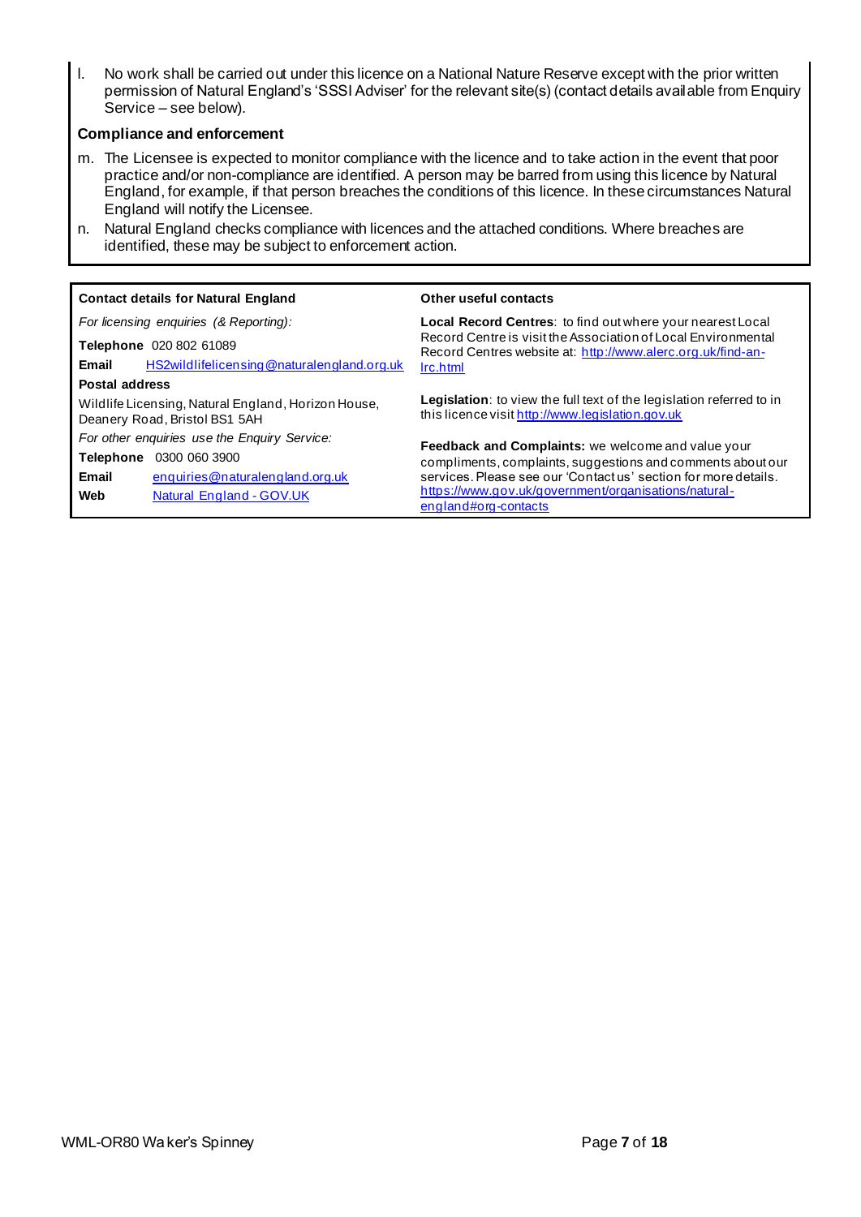l. No work shall be carried out under this licence on a National Nature Reserve except with the prior written permission of Natural England's 'SSSI Adviser' for the relevant site(s) (contact details available from Enquiry Service – see below).

**Compliance and enforcement**

m. The Licensee is expected to monitor compliance with the licence and to take action in the event that poor practice and/or non-compliance are identified. A person may be barred from using this licence by Natural England, for example, if that person breaches the conditions of this licence. In these circumstances Natural England will notify the Licensee.

n. Natural England checks compliance with licences and the attached conditions. Where breaches are identified, these may be subject to enforcement action.

| Contact details for Natural England | Other useful contacts |
|---|---|
| *For licensing enquiries (& Reporting):*<br>**Telephone** 020 802 61089<br>**Email** HS2wildlifelicensing@naturalengland.org.uk<br>**Postal address**<br>Wildlife Licensing, Natural England, Horizon House, Deanery Road, Bristol BS1 5AH<br>*For other enquiries use the Enquiry Service:*<br>**Telephone** 0300 060 3900<br>**Email** enquiries@naturalengland.org.uk<br>**Web** Natural England - GOV.UK | **Local Record Centres**: to find out where your nearest Local Record Centre is visit the Association of Local Environmental Record Centres website at: http://www.alerc.org.uk/find-an-lrc.html<br>**Legislation**: to view the full text of the legislation referred to in this licence visit http://www.legislation.gov.uk<br>**Feedback and Complaints:** we welcome and value your compliments, complaints, suggestions and comments about our services. Please see our 'Contact us' section for more details. https://www.gov.uk/government/organisations/natural-england#org-contacts |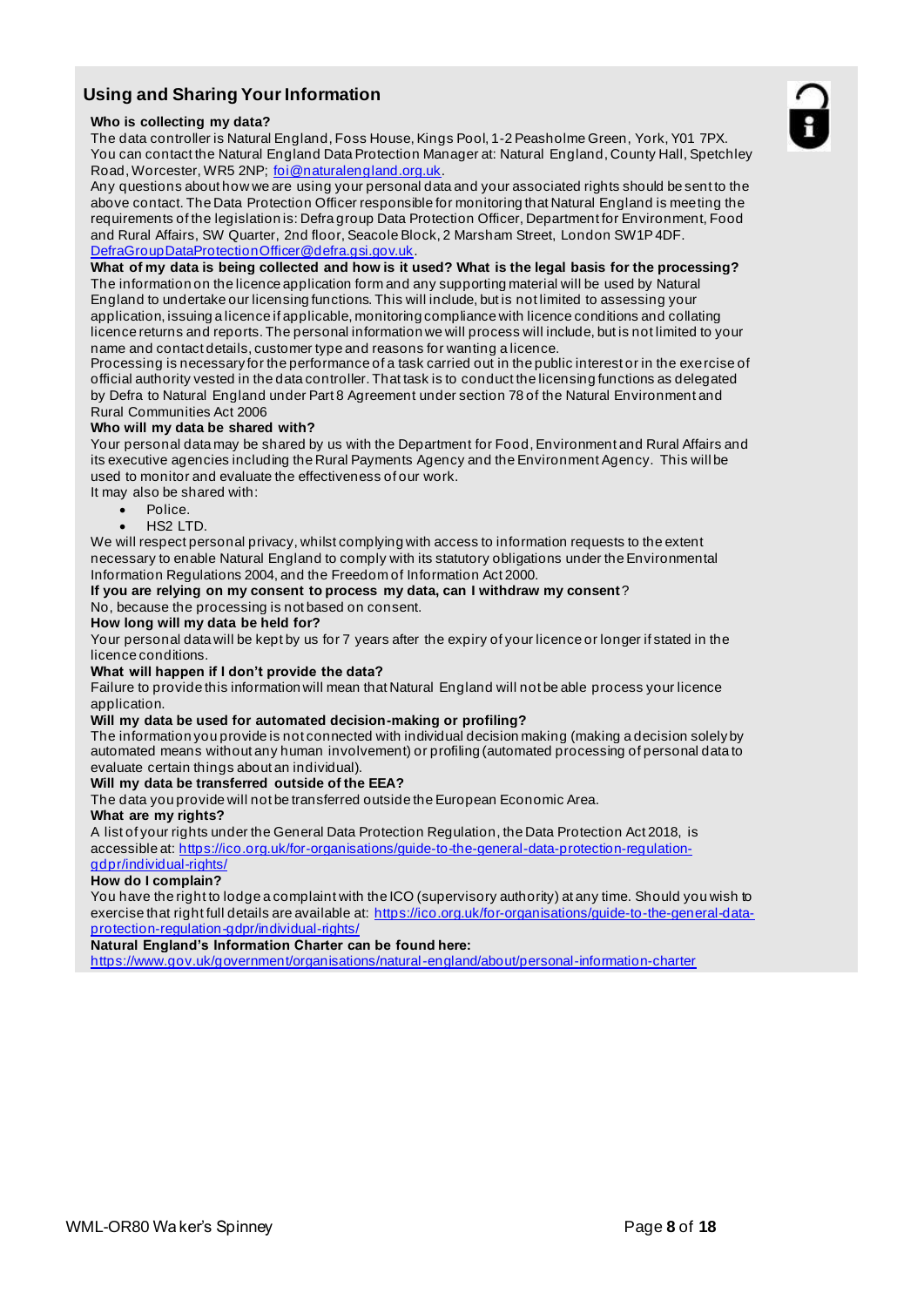## Using and Sharing Your Information

**Who is collecting my data?**

The data controller is Natural England, Foss House, Kings Pool, 1-2 Peasholme Green, York, Y01 7PX. You can contact the Natural England Data Protection Manager at: Natural England, County Hall, Spetchley Road, Worcester, WR5 2NP; foi@naturalengland.org.uk.

Any questions about how we are using your personal data and your associated rights should be sent to the above contact. The Data Protection Officer responsible for monitoring that Natural England is meeting the requirements of the legislation is: Defra group Data Protection Officer, Department for Environment, Food and Rural Affairs, SW Quarter, 2nd floor, Seacole Block, 2 Marsham Street, London SW1P 4DF. DefraGroupDataProtectionOfficer@defra.gsi.gov.uk.

**What of my data is being collected and how is it used? What is the legal basis for the processing?**

The information on the licence application form and any supporting material will be used by Natural England to undertake our licensing functions. This will include, but is not limited to assessing your application, issuing a licence if applicable, monitoring compliance with licence conditions and collating licence returns and reports. The personal information we will process will include, but is not limited to your name and contact details, customer type and reasons for wanting a licence.

Processing is necessary for the performance of a task carried out in the public interest or in the exercise of official authority vested in the data controller. That task is to conduct the licensing functions as delegated by Defra to Natural England under Part 8 Agreement under section 78 of the Natural Environment and Rural Communities Act 2006

**Who will my data be shared with?**

Your personal data may be shared by us with the Department for Food, Environment and Rural Affairs and its executive agencies including the Rural Payments Agency and the Environment Agency. This will be used to monitor and evaluate the effectiveness of our work.

It may also be shared with:

- Police.
- HS2 LTD.

We will respect personal privacy, whilst complying with access to information requests to the extent necessary to enable Natural England to comply with its statutory obligations under the Environmental Information Regulations 2004, and the Freedom of Information Act 2000.

**If you are relying on my consent to process my data, can I withdraw my consent**?

No, because the processing is not based on consent.

**How long will my data be held for?**

Your personal data will be kept by us for 7 years after the expiry of your licence or longer if stated in the licence conditions.

**What will happen if I don't provide the data?**

Failure to provide this information will mean that Natural England will not be able process your licence application.

**Will my data be used for automated decision-making or profiling?**

The information you provide is not connected with individual decision making (making a decision solely by automated means without any human involvement) or profiling (automated processing of personal data to evaluate certain things about an individual).

**Will my data be transferred outside of the EEA?**

The data you provide will not be transferred outside the European Economic Area.

**What are my rights?**

A list of your rights under the General Data Protection Regulation, the Data Protection Act 2018, is accessible at: https://ico.org.uk/for-organisations/guide-to-the-general-data-protection-regulation-gdpr/individual-rights/

**How do I complain?**

You have the right to lodge a complaint with the ICO (supervisory authority) at any time. Should you wish to exercise that right full details are available at: https://ico.org.uk/for-organisations/guide-to-the-general-data-protection-regulation-gdpr/individual-rights/

**Natural England's Information Charter can be found here:**

https://www.gov.uk/government/organisations/natural-england/about/personal-information-charter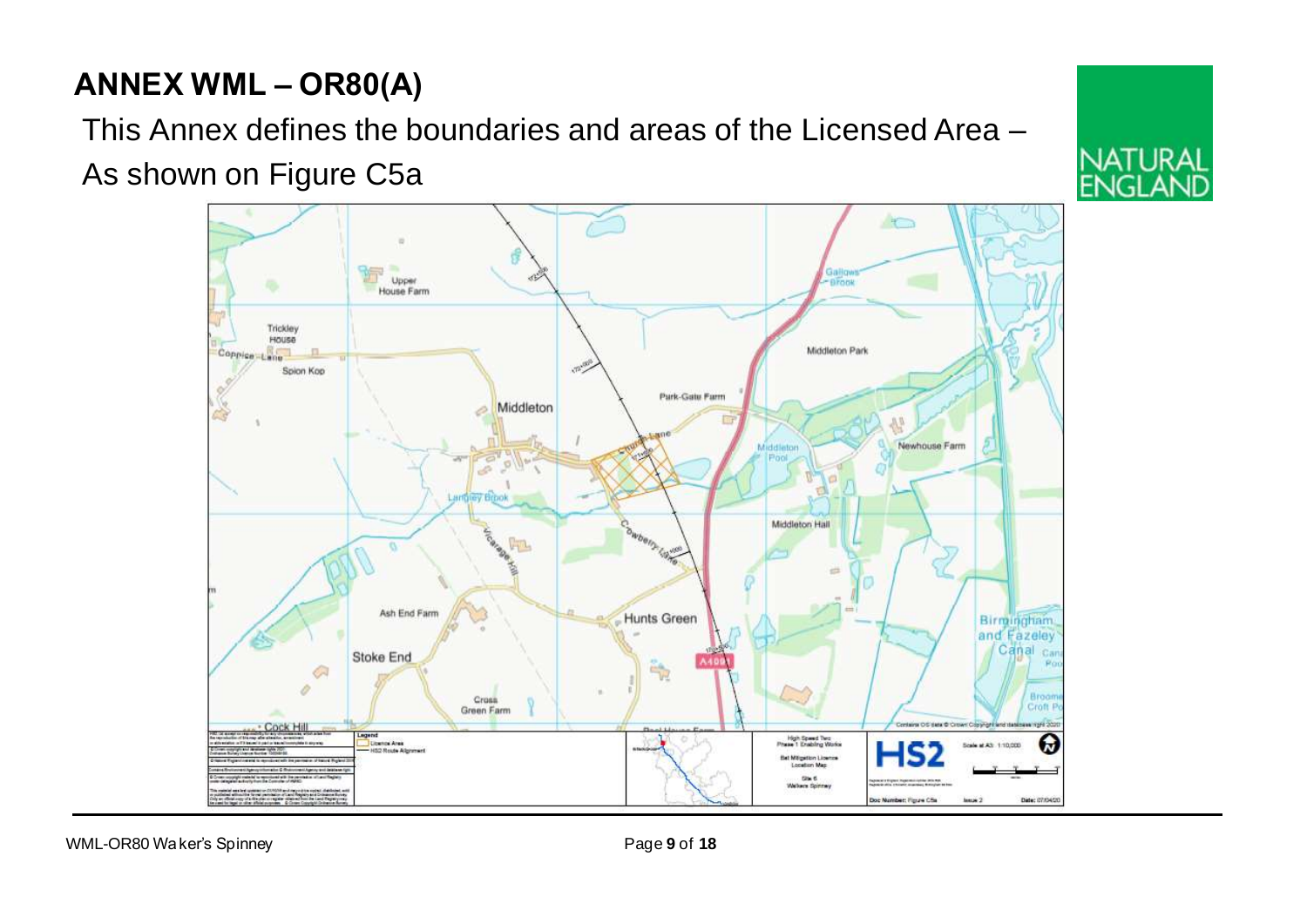## ANNEX WML – OR80(A)

This Annex defines the boundaries and areas of the Licensed Area – As shown on Figure C5a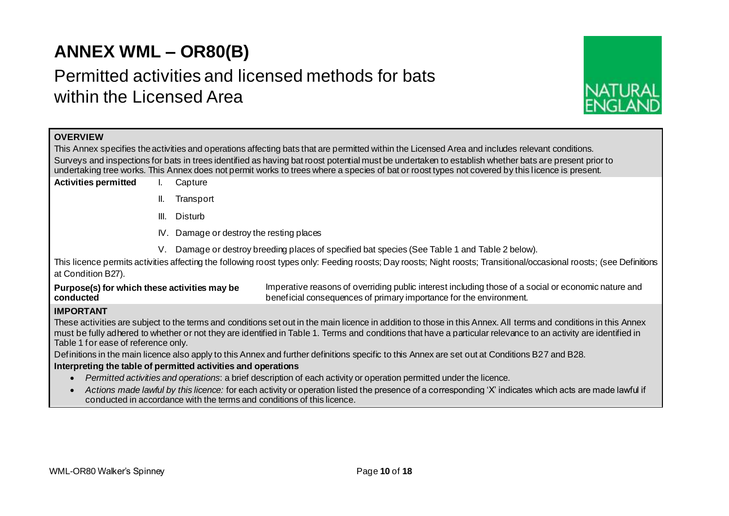# ANNEX WML – OR80(B)

## Permitted activities and licensed methods for bats within the Licensed Area

**OVERVIEW**

This Annex specifies the activities and operations affecting bats that are permitted within the Licensed Area and includes relevant conditions.

Surveys and inspections for bats in trees identified as having bat roost potential must be undertaken to establish whether bats are present prior to undertaking tree works. This Annex does not permit works to trees where a species of bat or roost types not covered by this licence is present.

**Activities permitted**

I. Capture

II. Transport

III. Disturb

IV. Damage or destroy the resting places

V. Damage or destroy breeding places of specified bat species (See Table 1 and Table 2 below).

This licence permits activities affecting the following roost types only: Feeding roosts; Day roosts; Night roosts; Transitional/occasional roosts; (see Definitions at Condition B27).

**Purpose(s) for which these activities may be conducted**

Imperative reasons of overriding public interest including those of a social or economic nature and beneficial consequences of primary importance for the environment.

**IMPORTANT**

These activities are subject to the terms and conditions set out in the main licence in addition to those in this Annex. All terms and conditions in this Annex must be fully adhered to whether or not they are identified in Table 1. Terms and conditions that have a particular relevance to an activity are identified in Table 1 for ease of reference only.

Definitions in the main licence also apply to this Annex and further definitions specific to this Annex are set out at Conditions B27 and B28.

**Interpreting the table of permitted activities and operations**

- *Permitted activities and operations*: a brief description of each activity or operation permitted under the licence.
- *Actions made lawful by this licence:* for each activity or operation listed the presence of a corresponding 'X' indicates which acts are made lawful if conducted in accordance with the terms and conditions of this licence.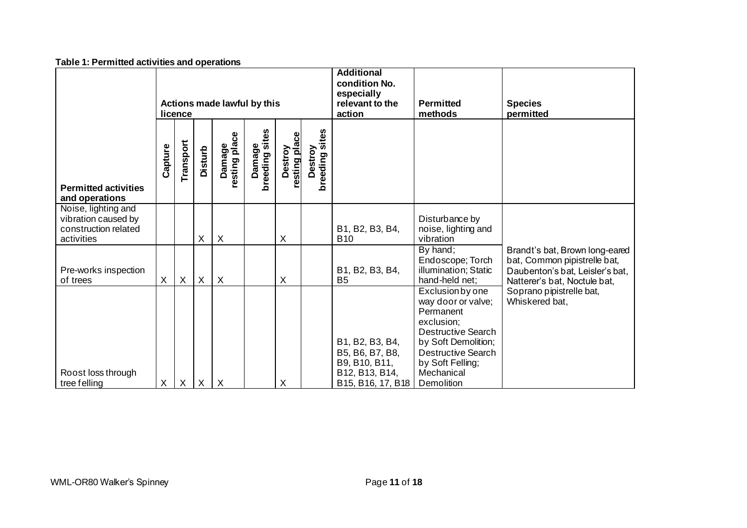**Table 1: Permitted activities and operations**

| Permitted activities and operations | Actions made lawful by this licence | | | | | | | Additional condition No. especially relevant to the action | Permitted methods | Species permitted |
|---|---|---|---|---|---|---|---|---|---|---|
| | Capture | Transport | Disturb | Damage resting place | Damage breeding sites | Destroy resting place | Destroy breeding sites | | | |
| Noise, lighting and vibration caused by construction related activities | | | X | X | | X | | B1, B2, B3, B4, B10 | Disturbance by noise, lighting and vibration | Brandt's bat, Brown long-eared bat, Common pipistrelle bat, Daubenton's bat, Leisler's bat, Natterer's bat, Noctule bat, Soprano pipistrelle bat, Whiskered bat, |
| Pre-works inspection of trees | X | X | X | X | | X | | B1, B2, B3, B4, B5 | By hand; Endoscope; Torch illumination; Static hand-held net; | |
| Roost loss through tree felling | X | X | X | X | | X | | B1, B2, B3, B4, B5, B6, B7, B8, B9, B10, B11, B12, B13, B14, B15, B16, 17, B18 | Exclusion by one way door or valve; Permanent exclusion; Destructive Search by Soft Demolition; Destructive Search by Soft Felling; Mechanical Demolition | |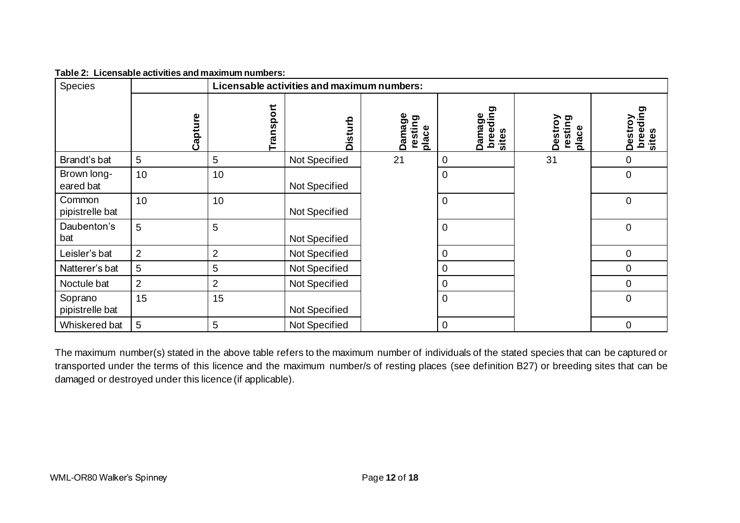**Table 2: Licensable activities and maximum numbers:**

| Species | Licensable activities and maximum numbers: | | | | | | |
|---|---|---|---|---|---|---|---|
| | Capture | Transport | Disturb | Damage resting place | Damage breeding sites | Destroy resting place | Destroy breeding sites |
| Brandt's bat | 5 | 5 | Not Specified | 21 | 0 | 31 | 0 |
| Brown long-eared bat | 10 | 10 | Not Specified | | 0 | | 0 |
| Common pipistrelle bat | 10 | 10 | Not Specified | | 0 | | 0 |
| Daubenton's bat | 5 | 5 | Not Specified | | 0 | | 0 |
| Leisler's bat | 2 | 2 | Not Specified | | 0 | | 0 |
| Natterer's bat | 5 | 5 | Not Specified | | 0 | | 0 |
| Noctule bat | 2 | 2 | Not Specified | | 0 | | 0 |
| Soprano pipistrelle bat | 15 | 15 | Not Specified | | 0 | | 0 |
| Whiskered bat | 5 | 5 | Not Specified | | 0 | | 0 |

The maximum number(s) stated in the above table refers to the maximum number of individuals of the stated species that can be captured or transported under the terms of this licence and the maximum number/s of resting places (see definition B27) or breeding sites that can be damaged or destroyed under this licence (if applicable).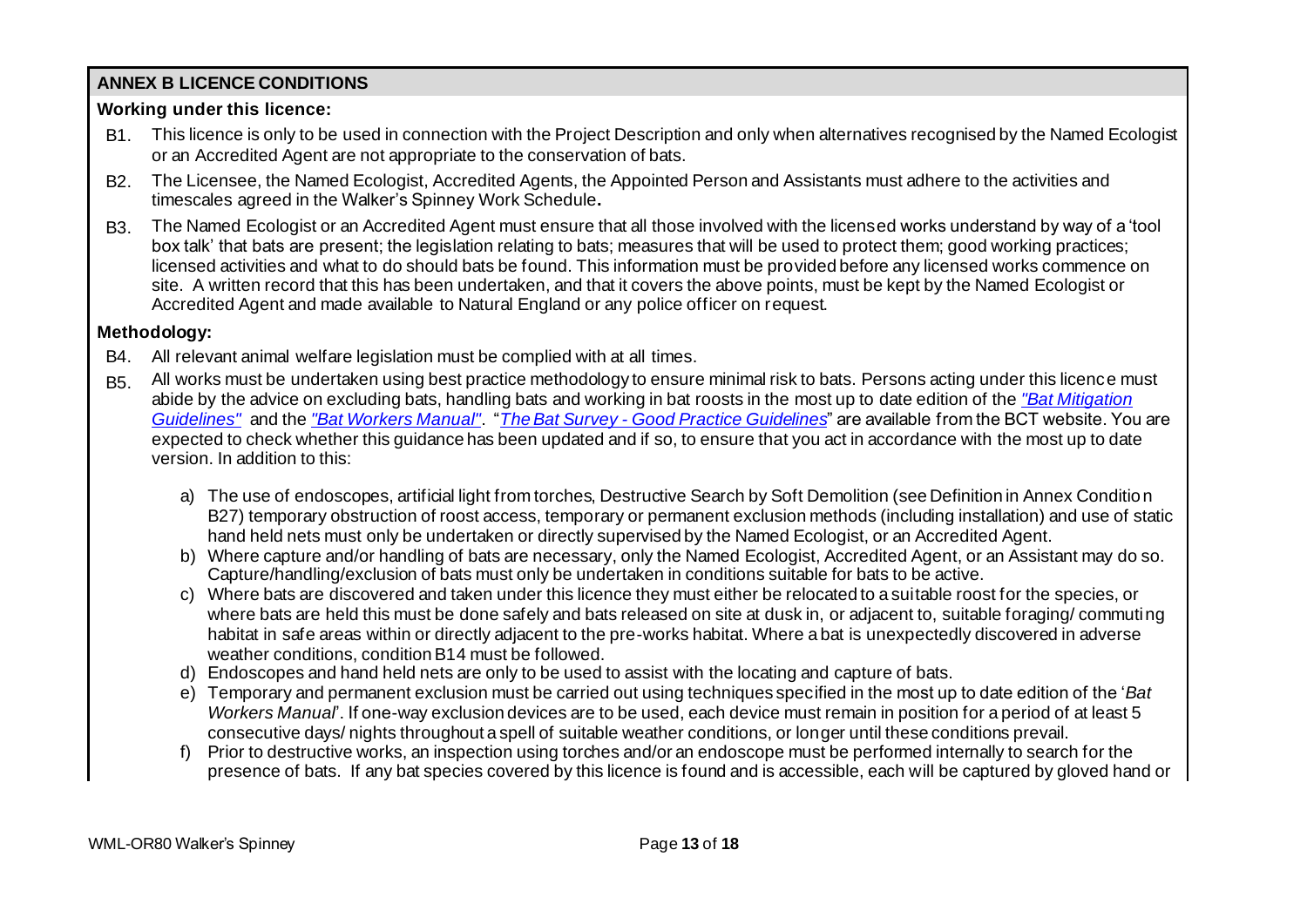## ANNEX B LICENCE CONDITIONS

### Working under this licence:

B1. This licence is only to be used in connection with the Project Description and only when alternatives recognised by the Named Ecologist or an Accredited Agent are not appropriate to the conservation of bats.

B2. The Licensee, the Named Ecologist, Accredited Agents, the Appointed Person and Assistants must adhere to the activities and timescales agreed in the Walker's Spinney Work Schedule**.**

B3. The Named Ecologist or an Accredited Agent must ensure that all those involved with the licensed works understand by way of a 'tool box talk' that bats are present; the legislation relating to bats; measures that will be used to protect them; good working practices; licensed activities and what to do should bats be found. This information must be provided before any licensed works commence on site. A written record that this has been undertaken, and that it covers the above points, must be kept by the Named Ecologist or Accredited Agent and made available to Natural England or any police officer on request.

### Methodology:

B4. All relevant animal welfare legislation must be complied with at all times.

B5. All works must be undertaken using best practice methodology to ensure minimal risk to bats. Persons acting under this licence must abide by the advice on excluding bats, handling bats and working in bat roosts in the most up to date edition of the *"Bat Mitigation Guidelines"* and the *"Bat Workers Manual"*. "*The Bat Survey - Good Practice Guidelines*" are available from the BCT website. You are expected to check whether this guidance has been updated and if so, to ensure that you act in accordance with the most up to date version. In addition to this:

a) The use of endoscopes, artificial light from torches, Destructive Search by Soft Demolition (see Definition in Annex Condition B27) temporary obstruction of roost access, temporary or permanent exclusion methods (including installation) and use of static hand held nets must only be undertaken or directly supervised by the Named Ecologist, or an Accredited Agent.

b) Where capture and/or handling of bats are necessary, only the Named Ecologist, Accredited Agent, or an Assistant may do so. Capture/handling/exclusion of bats must only be undertaken in conditions suitable for bats to be active.

c) Where bats are discovered and taken under this licence they must either be relocated to a suitable roost for the species, or where bats are held this must be done safely and bats released on site at dusk in, or adjacent to, suitable foraging/ commuting habitat in safe areas within or directly adjacent to the pre-works habitat. Where a bat is unexpectedly discovered in adverse weather conditions, condition B14 must be followed.

d) Endoscopes and hand held nets are only to be used to assist with the locating and capture of bats.

e) Temporary and permanent exclusion must be carried out using techniques specified in the most up to date edition of the '*Bat Workers Manual*'. If one-way exclusion devices are to be used, each device must remain in position for a period of at least 5 consecutive days/ nights throughout a spell of suitable weather conditions, or longer until these conditions prevail.

f) Prior to destructive works, an inspection using torches and/or an endoscope must be performed internally to search for the presence of bats. If any bat species covered by this licence is found and is accessible, each will be captured by gloved hand or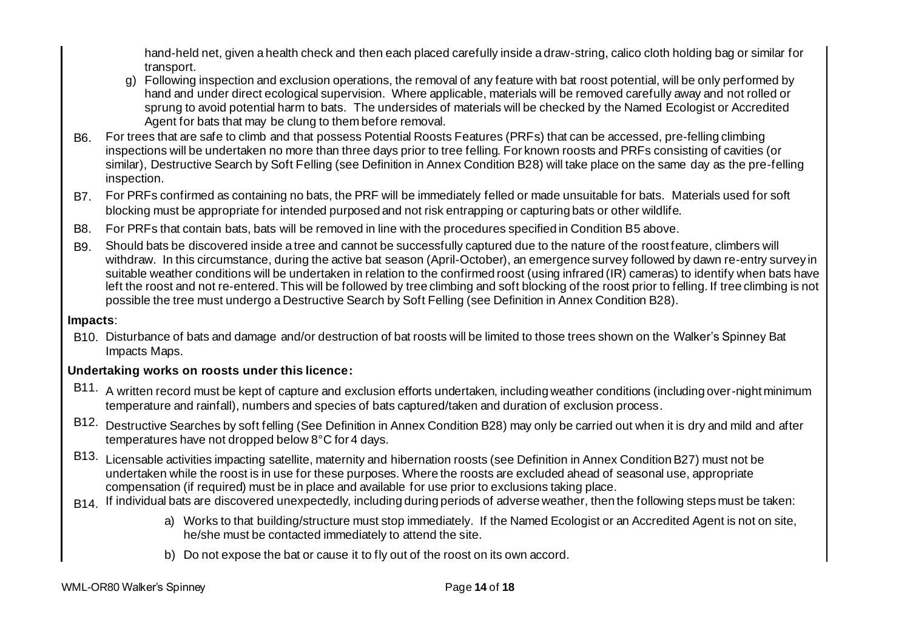hand-held net, given a health check and then each placed carefully inside a draw-string, calico cloth holding bag or similar for transport.

g) Following inspection and exclusion operations, the removal of any feature with bat roost potential, will be only performed by hand and under direct ecological supervision. Where applicable, materials will be removed carefully away and not rolled or sprung to avoid potential harm to bats. The undersides of materials will be checked by the Named Ecologist or Accredited Agent for bats that may be clung to them before removal.

B6. For trees that are safe to climb and that possess Potential Roosts Features (PRFs) that can be accessed, pre-felling climbing inspections will be undertaken no more than three days prior to tree felling. For known roosts and PRFs consisting of cavities (or similar), Destructive Search by Soft Felling (see Definition in Annex Condition B28) will take place on the same day as the pre-felling inspection.

B7. For PRFs confirmed as containing no bats, the PRF will be immediately felled or made unsuitable for bats. Materials used for soft blocking must be appropriate for intended purposed and not risk entrapping or capturing bats or other wildlife.

B8. For PRFs that contain bats, bats will be removed in line with the procedures specified in Condition B5 above.

B9. Should bats be discovered inside a tree and cannot be successfully captured due to the nature of the roost feature, climbers will withdraw. In this circumstance, during the active bat season (April-October), an emergence survey followed by dawn re-entry survey in suitable weather conditions will be undertaken in relation to the confirmed roost (using infrared (IR) cameras) to identify when bats have left the roost and not re-entered. This will be followed by tree climbing and soft blocking of the roost prior to felling. If tree climbing is not possible the tree must undergo a Destructive Search by Soft Felling (see Definition in Annex Condition B28).

**Impacts**:

B10. Disturbance of bats and damage and/or destruction of bat roosts will be limited to those trees shown on the Walker's Spinney Bat Impacts Maps.

**Undertaking works on roosts under this licence:**

B11. A written record must be kept of capture and exclusion efforts undertaken, including weather conditions (including over-night minimum temperature and rainfall), numbers and species of bats captured/taken and duration of exclusion process.

B12. Destructive Searches by soft felling (See Definition in Annex Condition B28) may only be carried out when it is dry and mild and after temperatures have not dropped below 8°C for 4 days.

B13. Licensable activities impacting satellite, maternity and hibernation roosts (see Definition in Annex Condition B27) must not be undertaken while the roost is in use for these purposes. Where the roosts are excluded ahead of seasonal use, appropriate compensation (if required) must be in place and available for use prior to exclusions taking place.

B14. If individual bats are discovered unexpectedly, including during periods of adverse weather, then the following steps must be taken:

a) Works to that building/structure must stop immediately. If the Named Ecologist or an Accredited Agent is not on site, he/she must be contacted immediately to attend the site.

b) Do not expose the bat or cause it to fly out of the roost on its own accord.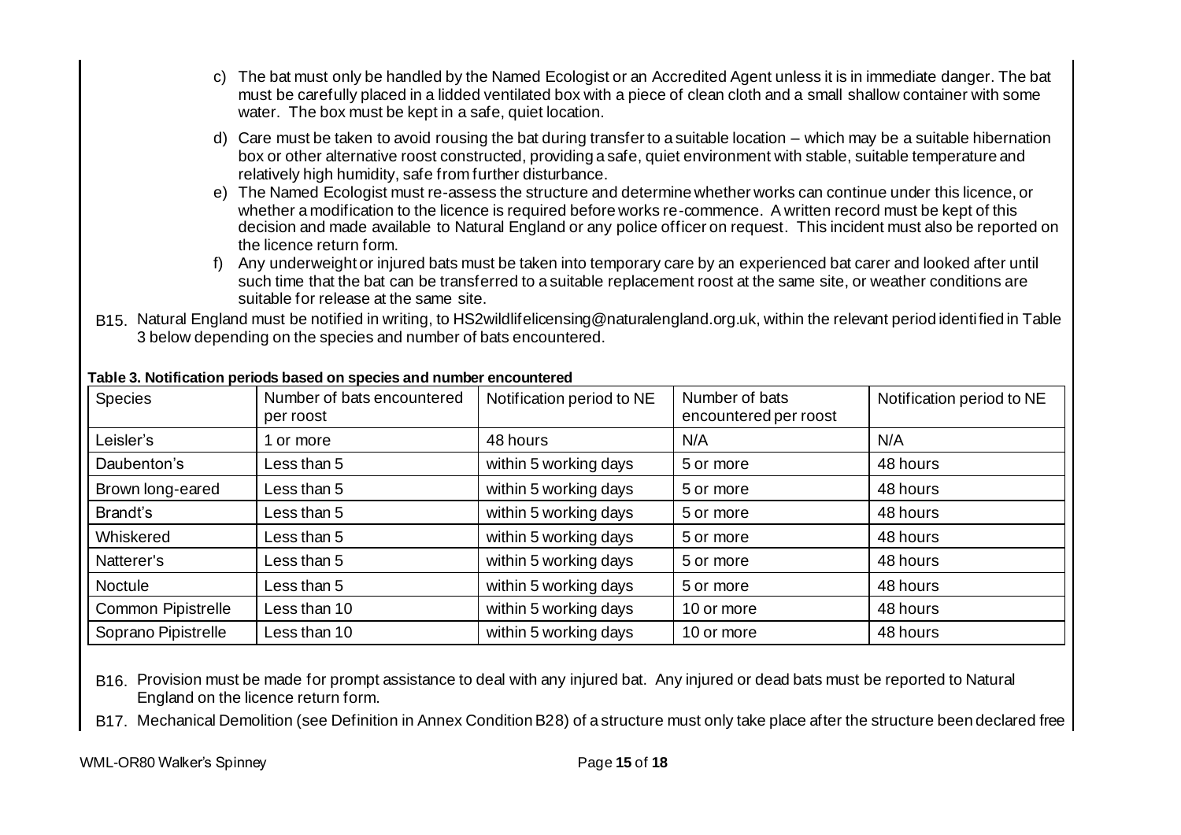c) The bat must only be handled by the Named Ecologist or an Accredited Agent unless it is in immediate danger. The bat must be carefully placed in a lidded ventilated box with a piece of clean cloth and a small shallow container with some water. The box must be kept in a safe, quiet location.

d) Care must be taken to avoid rousing the bat during transfer to a suitable location – which may be a suitable hibernation box or other alternative roost constructed, providing a safe, quiet environment with stable, suitable temperature and relatively high humidity, safe from further disturbance.

e) The Named Ecologist must re-assess the structure and determine whether works can continue under this licence, or whether a modification to the licence is required before works re-commence. A written record must be kept of this decision and made available to Natural England or any police officer on request. This incident must also be reported on the licence return form.

f) Any underweight or injured bats must be taken into temporary care by an experienced bat carer and looked after until such time that the bat can be transferred to a suitable replacement roost at the same site, or weather conditions are suitable for release at the same site.

B15. Natural England must be notified in writing, to HS2wildlifelicensing@naturalengland.org.uk, within the relevant period identified in Table 3 below depending on the species and number of bats encountered.

**Table 3. Notification periods based on species and number encountered**

| Species | Number of bats encountered per roost | Notification period to NE | Number of bats encountered per roost | Notification period to NE |
|---|---|---|---|---|
| Leisler's | 1 or more | 48 hours | N/A | N/A |
| Daubenton's | Less than 5 | within 5 working days | 5 or more | 48 hours |
| Brown long-eared | Less than 5 | within 5 working days | 5 or more | 48 hours |
| Brandt's | Less than 5 | within 5 working days | 5 or more | 48 hours |
| Whiskered | Less than 5 | within 5 working days | 5 or more | 48 hours |
| Natterer's | Less than 5 | within 5 working days | 5 or more | 48 hours |
| Noctule | Less than 5 | within 5 working days | 5 or more | 48 hours |
| Common Pipistrelle | Less than 10 | within 5 working days | 10 or more | 48 hours |
| Soprano Pipistrelle | Less than 10 | within 5 working days | 10 or more | 48 hours |

B16. Provision must be made for prompt assistance to deal with any injured bat. Any injured or dead bats must be reported to Natural England on the licence return form.

B17. Mechanical Demolition (see Definition in Annex Condition B28) of a structure must only take place after the structure been declared free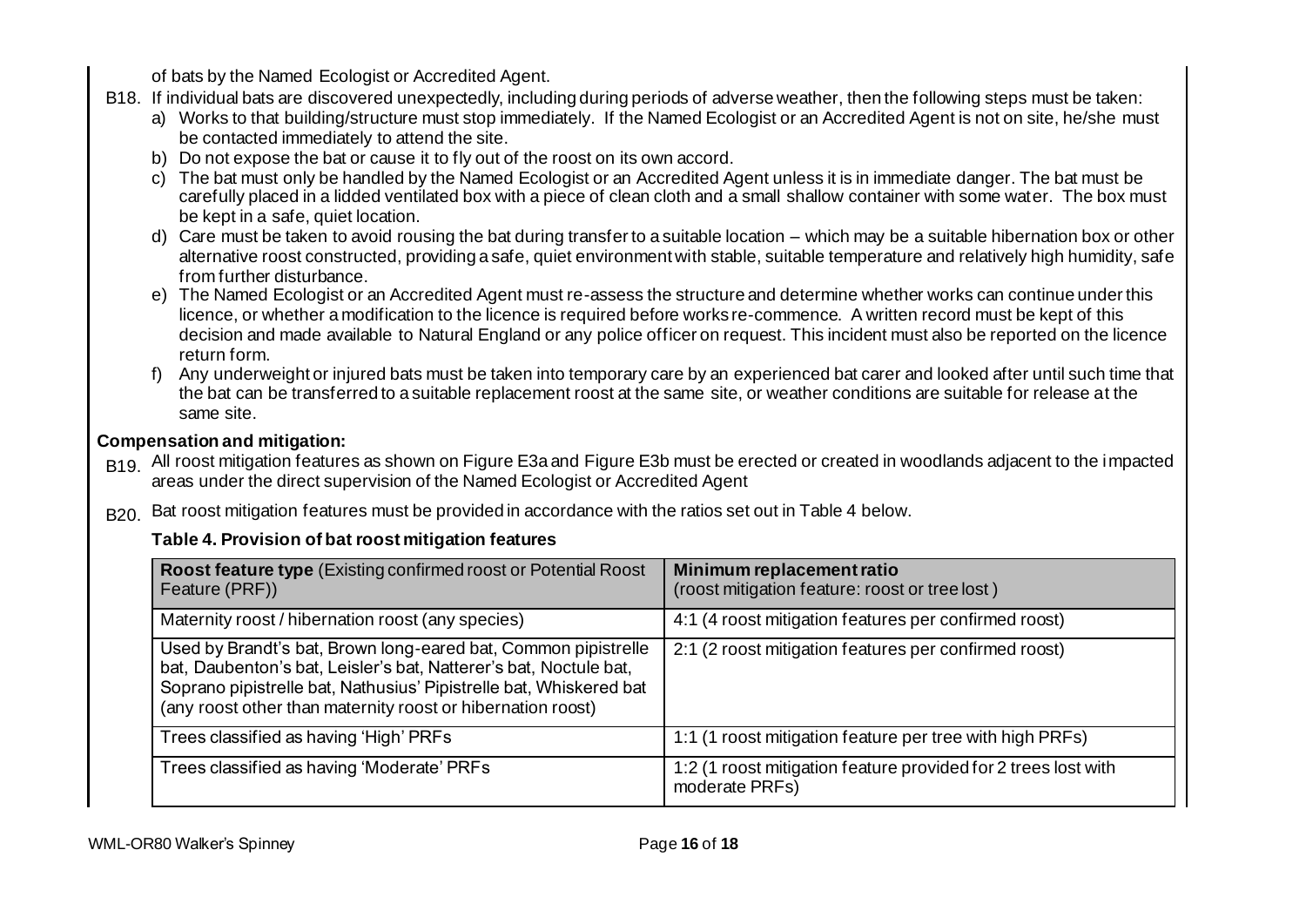of bats by the Named Ecologist or Accredited Agent.

B18. If individual bats are discovered unexpectedly, including during periods of adverse weather, then the following steps must be taken:

a) Works to that building/structure must stop immediately. If the Named Ecologist or an Accredited Agent is not on site, he/she must be contacted immediately to attend the site.
b) Do not expose the bat or cause it to fly out of the roost on its own accord.
c) The bat must only be handled by the Named Ecologist or an Accredited Agent unless it is in immediate danger. The bat must be carefully placed in a lidded ventilated box with a piece of clean cloth and a small shallow container with some water. The box must be kept in a safe, quiet location.
d) Care must be taken to avoid rousing the bat during transfer to a suitable location – which may be a suitable hibernation box or other alternative roost constructed, providing a safe, quiet environment with stable, suitable temperature and relatively high humidity, safe from further disturbance.
e) The Named Ecologist or an Accredited Agent must re-assess the structure and determine whether works can continue under this licence, or whether a modification to the licence is required before works re-commence. A written record must be kept of this decision and made available to Natural England or any police officer on request. This incident must also be reported on the licence return form.
f) Any underweight or injured bats must be taken into temporary care by an experienced bat carer and looked after until such time that the bat can be transferred to a suitable replacement roost at the same site, or weather conditions are suitable for release at the same site.

**Compensation and mitigation:**

B19. All roost mitigation features as shown on Figure E3a and Figure E3b must be erected or created in woodlands adjacent to the impacted areas under the direct supervision of the Named Ecologist or Accredited Agent

B20. Bat roost mitigation features must be provided in accordance with the ratios set out in Table 4 below.

**Table 4. Provision of bat roost mitigation features**

| **Roost feature type** (Existing confirmed roost or Potential Roost Feature (PRF)) | **Minimum replacement ratio** (roost mitigation feature: roost or tree lost ) |
|---|---|
| Maternity roost / hibernation roost (any species) | 4:1 (4 roost mitigation features per confirmed roost) |
| Used by Brandt's bat, Brown long-eared bat, Common pipistrelle bat, Daubenton's bat, Leisler's bat, Natterer's bat, Noctule bat, Soprano pipistrelle bat, Nathusius' Pipistrelle bat, Whiskered bat (any roost other than maternity roost or hibernation roost) | 2:1 (2 roost mitigation features per confirmed roost) |
| Trees classified as having 'High' PRFs | 1:1 (1 roost mitigation feature per tree with high PRFs) |
| Trees classified as having 'Moderate' PRFs | 1:2 (1 roost mitigation feature provided for 2 trees lost with moderate PRFs) |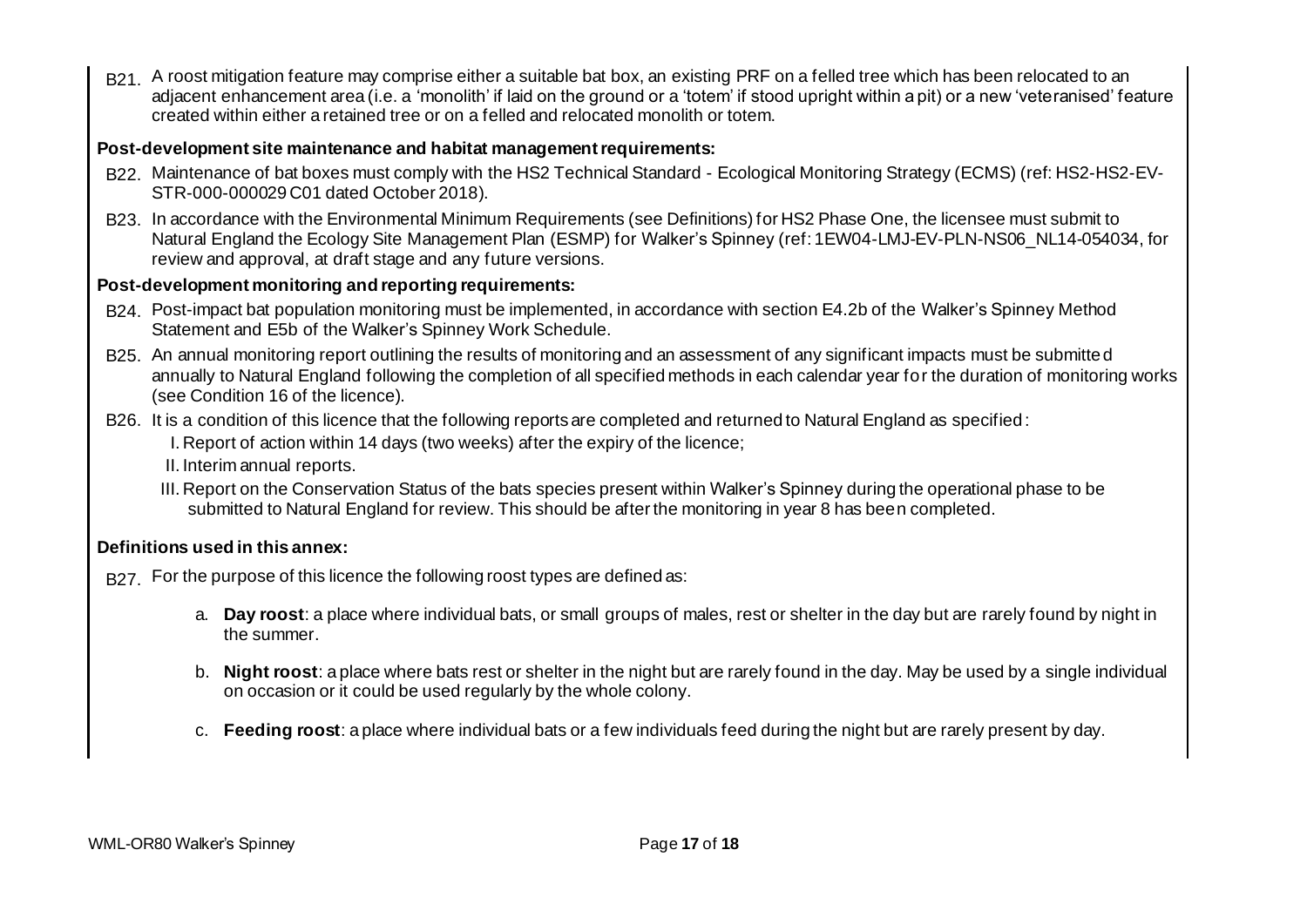B21. A roost mitigation feature may comprise either a suitable bat box, an existing PRF on a felled tree which has been relocated to an adjacent enhancement area (i.e. a 'monolith' if laid on the ground or a 'totem' if stood upright within a pit) or a new 'veteranised' feature created within either a retained tree or on a felled and relocated monolith or totem.

**Post-development site maintenance and habitat management requirements:**

B22. Maintenance of bat boxes must comply with the HS2 Technical Standard - Ecological Monitoring Strategy (ECMS) (ref: HS2-HS2-EV-STR-000-000029 C01 dated October 2018).

B23. In accordance with the Environmental Minimum Requirements (see Definitions) for HS2 Phase One, the licensee must submit to Natural England the Ecology Site Management Plan (ESMP) for Walker's Spinney (ref: 1EW04-LMJ-EV-PLN-NS06_NL14-054034, for review and approval, at draft stage and any future versions.

**Post-development monitoring and reporting requirements:**

B24. Post-impact bat population monitoring must be implemented, in accordance with section E4.2b of the Walker's Spinney Method Statement and E5b of the Walker's Spinney Work Schedule.

B25. An annual monitoring report outlining the results of monitoring and an assessment of any significant impacts must be submitted annually to Natural England following the completion of all specified methods in each calendar year for the duration of monitoring works (see Condition 16 of the licence).

B26. It is a condition of this licence that the following reports are completed and returned to Natural England as specified:

I. Report of action within 14 days (two weeks) after the expiry of the licence;

II. Interim annual reports.

III. Report on the Conservation Status of the bats species present within Walker's Spinney during the operational phase to be submitted to Natural England for review. This should be after the monitoring in year 8 has been completed.

**Definitions used in this annex:**

B27. For the purpose of this licence the following roost types are defined as:

a. **Day roost**: a place where individual bats, or small groups of males, rest or shelter in the day but are rarely found by night in the summer.

b. **Night roost**: a place where bats rest or shelter in the night but are rarely found in the day. May be used by a single individual on occasion or it could be used regularly by the whole colony.

c. **Feeding roost**: a place where individual bats or a few individuals feed during the night but are rarely present by day.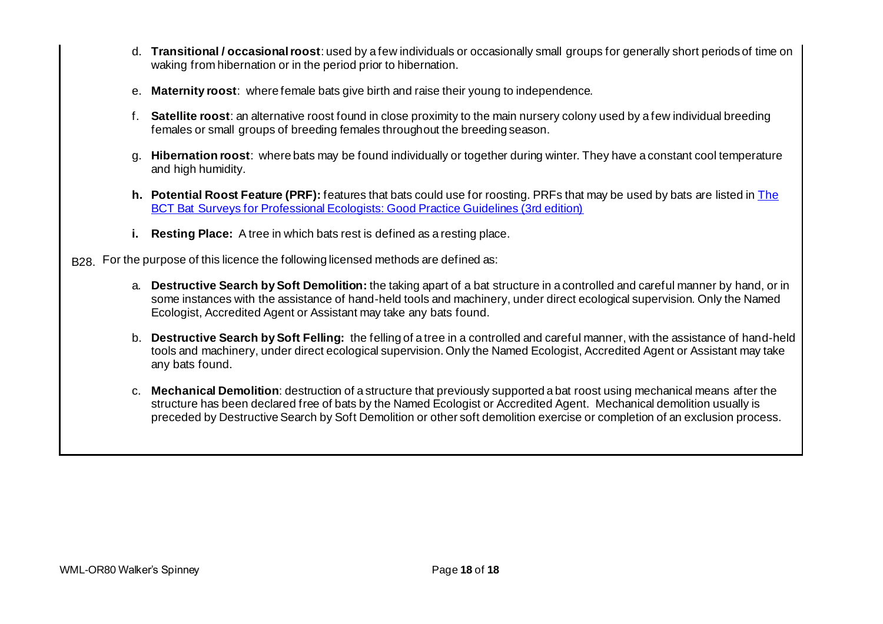d. **Transitional / occasional roost**: used by a few individuals or occasionally small groups for generally short periods of time on waking from hibernation or in the period prior to hibernation.

e. **Maternity roost**: where female bats give birth and raise their young to independence.

f. **Satellite roost**: an alternative roost found in close proximity to the main nursery colony used by a few individual breeding females or small groups of breeding females throughout the breeding season.

g. **Hibernation roost**: where bats may be found individually or together during winter. They have a constant cool temperature and high humidity.

**h. Potential Roost Feature (PRF):** features that bats could use for roosting. PRFs that may be used by bats are listed in [The BCT Bat Surveys for Professional Ecologists: Good Practice Guidelines (3rd edition)]

**i. Resting Place:** A tree in which bats rest is defined as a resting place.

B28. For the purpose of this licence the following licensed methods are defined as:

a. **Destructive Search by Soft Demolition:** the taking apart of a bat structure in a controlled and careful manner by hand, or in some instances with the assistance of hand-held tools and machinery, under direct ecological supervision. Only the Named Ecologist, Accredited Agent or Assistant may take any bats found.

b. **Destructive Search by Soft Felling:** the felling of a tree in a controlled and careful manner, with the assistance of hand-held tools and machinery, under direct ecological supervision. Only the Named Ecologist, Accredited Agent or Assistant may take any bats found.

c. **Mechanical Demolition**: destruction of a structure that previously supported a bat roost using mechanical means after the structure has been declared free of bats by the Named Ecologist or Accredited Agent. Mechanical demolition usually is preceded by Destructive Search by Soft Demolition or other soft demolition exercise or completion of an exclusion process.